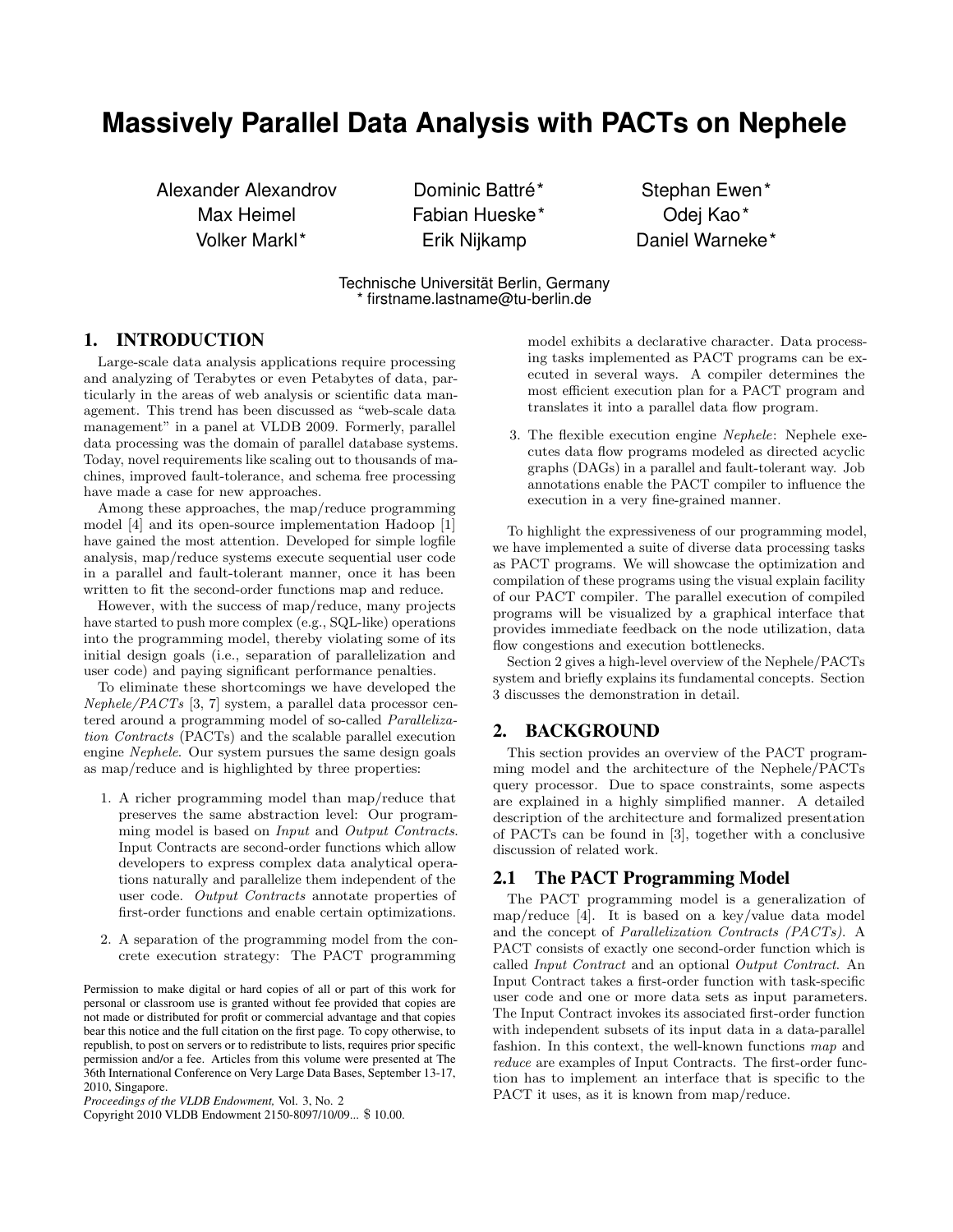# Massively Parallel Data Analysis with PACTs on Nephele

Alexander Alexandrov, Dominic Battré*, Stephan Ewen*, Max Heimel, Fabian Hueske*, Odej Kao*, Volker Markl*, Erik Nijkamp, Daniel Warneke*

Technische Universität Berlin, Germany
* firstname.lastname@tu-berlin.de

## 1. INTRODUCTION

Large-scale data analysis applications require processing and analyzing of Terabytes or even Petabytes of data, particularly in the areas of web analysis or scientific data management. This trend has been discussed as "web-scale data management" in a panel at VLDB 2009. Formerly, parallel data processing was the domain of parallel database systems. Today, novel requirements like scaling out to thousands of machines, improved fault-tolerance, and schema free processing have made a case for new approaches.

Among these approaches, the map/reduce programming model [4] and its open-source implementation Hadoop [1] have gained the most attention. Developed for simple logfile analysis, map/reduce systems execute sequential user code in a parallel and fault-tolerant manner, once it has been written to fit the second-order functions map and reduce.

However, with the success of map/reduce, many projects have started to push more complex (e.g., SQL-like) operations into the programming model, thereby violating some of its initial design goals (i.e., separation of parallelization and user code) and paying significant performance penalties.

To eliminate these shortcomings we have developed the *Nephele/PACTs* [3, 7] system, a parallel data processor centered around a programming model of so-called *Parallelization Contracts* (PACTs) and the scalable parallel execution engine *Nephele*. Our system pursues the same design goals as map/reduce and is highlighted by three properties:

1. A richer programming model than map/reduce that preserves the same abstraction level: Our programming model is based on *Input* and *Output Contracts*. Input Contracts are second-order functions which allow developers to express complex data analytical operations naturally and parallelize them independent of the user code. *Output Contracts* annotate properties of first-order functions and enable certain optimizations.

2. A separation of the programming model from the concrete execution strategy: The PACT programming model exhibits a declarative character. Data processing tasks implemented as PACT programs can be executed in several ways. A compiler determines the most efficient execution plan for a PACT program and translates it into a parallel data flow program.

3. The flexible execution engine *Nephele*: Nephele executes data flow programs modeled as directed acyclic graphs (DAGs) in a parallel and fault-tolerant way. Job annotations enable the PACT compiler to influence the execution in a very fine-grained manner.

To highlight the expressiveness of our programming model, we have implemented a suite of diverse data processing tasks as PACT programs. We will showcase the optimization and compilation of these programs using the visual explain facility of our PACT compiler. The parallel execution of compiled programs will be visualized by a graphical interface that provides immediate feedback on the node utilization, data flow congestions and execution bottlenecks.

Section 2 gives a high-level overview of the Nephele/PACTs system and briefly explains its fundamental concepts. Section 3 discusses the demonstration in detail.

Permission to make digital or hard copies of all or part of this work for personal or classroom use is granted without fee provided that copies are not made or distributed for profit or commercial advantage and that copies bear this notice and the full citation on the first page. To copy otherwise, to republish, to post on servers or to redistribute to lists, requires prior specific permission and/or a fee. Articles from this volume were presented at The 36th International Conference on Very Large Data Bases, September 13-17, 2010, Singapore.
*Proceedings of the VLDB Endowment,* Vol. 3, No. 2
Copyright 2010 VLDB Endowment 2150-8097/10/09... $ 10.00.

## 2. BACKGROUND

This section provides an overview of the PACT programming model and the architecture of the Nephele/PACTs query processor. Due to space constraints, some aspects are explained in a highly simplified manner. A detailed description of the architecture and formalized presentation of PACTs can be found in [3], together with a conclusive discussion of related work.

### 2.1 The PACT Programming Model

The PACT programming model is a generalization of map/reduce [4]. It is based on a key/value data model and the concept of *Parallelization Contracts (PACTs)*. A PACT consists of exactly one second-order function which is called *Input Contract* and an optional *Output Contract*. An Input Contract takes a first-order function with task-specific user code and one or more data sets as input parameters. The Input Contract invokes its associated first-order function with independent subsets of its input data in a data-parallel fashion. In this context, the well-known functions *map* and *reduce* are examples of Input Contracts. The first-order function has to implement an interface that is specific to the PACT it uses, as it is known from map/reduce.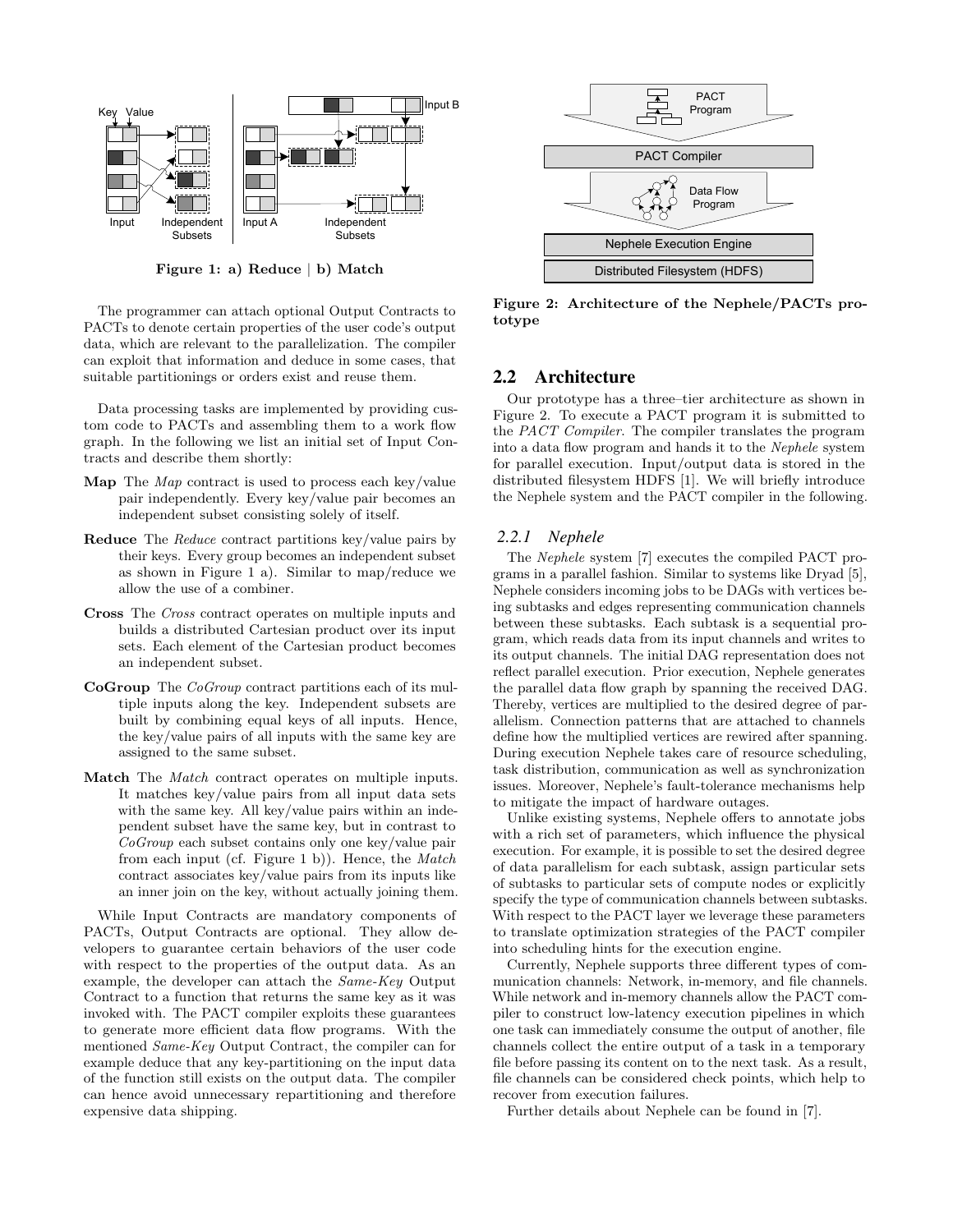Key Value

Input

Independent Subsets

Input A

Input B

Independent Subsets

**Figure 1: a) Reduce | b) Match**

The programmer can attach optional Output Contracts to PACTs to denote certain properties of the user code's output data, which are relevant to the parallelization. The compiler can exploit that information and deduce in some cases, that suitable partitionings or orders exist and reuse them.

Data processing tasks are implemented by providing custom code to PACTs and assembling them to a work flow graph. In the following we list an initial set of Input Contracts and describe them shortly:

- **Map** The *Map* contract is used to process each key/value pair independently. Every key/value pair becomes an independent subset consisting solely of itself.
- **Reduce** The *Reduce* contract partitions key/value pairs by their keys. Every group becomes an independent subset as shown in Figure 1 a). Similar to map/reduce we allow the use of a combiner.
- **Cross** The *Cross* contract operates on multiple inputs and builds a distributed Cartesian product over its input sets. Each element of the Cartesian product becomes an independent subset.
- **CoGroup** The *CoGroup* contract partitions each of its multiple inputs along the key. Independent subsets are built by combining equal keys of all inputs. Hence, the key/value pairs of all inputs with the same key are assigned to the same subset.
- **Match** The *Match* contract operates on multiple inputs. It matches key/value pairs from all input data sets with the same key. All key/value pairs within an independent subset have the same key, but in contrast to *CoGroup* each subset contains only one key/value pair from each input (cf. Figure 1 b)). Hence, the *Match* contract associates key/value pairs from its inputs like an inner join on the key, without actually joining them.

While Input Contracts are mandatory components of PACTs, Output Contracts are optional. They allow developers to guarantee certain behaviors of the user code with respect to the properties of the output data. As an example, the developer can attach the *Same-Key* Output Contract to a function that returns the same key as it was invoked with. The PACT compiler exploits these guarantees to generate more efficient data flow programs. With the mentioned *Same-Key* Output Contract, the compiler can for example deduce that any key-partitioning on the input data of the function still exists on the output data. The compiler can hence avoid unnecessary repartitioning and therefore expensive data shipping.

PACT Program

PACT Compiler

Data Flow Program

Nephele Execution Engine

Distributed Filesystem (HDFS)

**Figure 2: Architecture of the Nephele/PACTs prototype**

## 2.2 Architecture

Our prototype has a three–tier architecture as shown in Figure 2. To execute a PACT program it is submitted to the *PACT Compiler*. The compiler translates the program into a data flow program and hands it to the *Nephele* system for parallel execution. Input/output data is stored in the distributed filesystem HDFS [1]. We will briefly introduce the Nephele system and the PACT compiler in the following.

### 2.2.1 Nephele

The *Nephele* system [7] executes the compiled PACT programs in a parallel fashion. Similar to systems like Dryad [5], Nephele considers incoming jobs to be DAGs with vertices being subtasks and edges representing communication channels between these subtasks. Each subtask is a sequential program, which reads data from its input channels and writes to its output channels. The initial DAG representation does not reflect parallel execution. Prior execution, Nephele generates the parallel data flow graph by spanning the received DAG. Thereby, vertices are multiplied to the desired degree of parallelism. Connection patterns that are attached to channels define how the multiplied vertices are rewired after spanning. During execution Nephele takes care of resource scheduling, task distribution, communication as well as synchronization issues. Moreover, Nephele's fault-tolerance mechanisms help to mitigate the impact of hardware outages.

Unlike existing systems, Nephele offers to annotate jobs with a rich set of parameters, which influence the physical execution. For example, it is possible to set the desired degree of data parallelism for each subtask, assign particular sets of subtasks to particular sets of compute nodes or explicitly specify the type of communication channels between subtasks. With respect to the PACT layer we leverage these parameters to translate optimization strategies of the PACT compiler into scheduling hints for the execution engine.

Currently, Nephele supports three different types of communication channels: Network, in-memory, and file channels. While network and in-memory channels allow the PACT compiler to construct low-latency execution pipelines in which one task can immediately consume the output of another, file channels collect the entire output of a task in a temporary file before passing its content on to the next task. As a result, file channels can be considered check points, which help to recover from execution failures.

Further details about Nephele can be found in [7].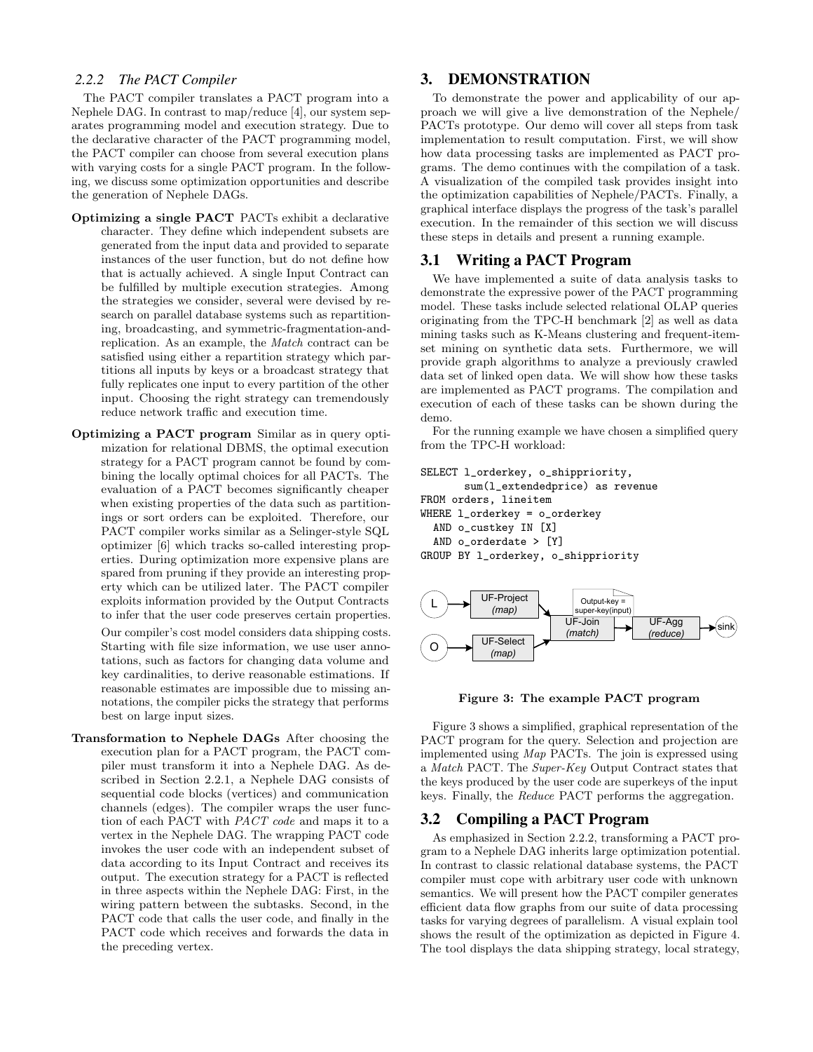### 2.2.2 The PACT Compiler

The PACT compiler translates a PACT program into a Nephele DAG. In contrast to map/reduce [4], our system separates programming model and execution strategy. Due to the declarative character of the PACT programming model, the PACT compiler can choose from several execution plans with varying costs for a single PACT program. In the following, we discuss some optimization opportunities and describe the generation of Nephele DAGs.

**Optimizing a single PACT** PACTs exhibit a declarative character. They define which independent subsets are generated from the input data and provided to separate instances of the user function, but do not define how that is actually achieved. A single Input Contract can be fulfilled by multiple execution strategies. Among the strategies we consider, several were devised by research on parallel database systems such as repartitioning, broadcasting, and symmetric-fragmentation-and-replication. As an example, the *Match* contract can be satisfied using either a repartition strategy which partitions all inputs by keys or a broadcast strategy that fully replicates one input to every partition of the other input. Choosing the right strategy can tremendously reduce network traffic and execution time.

**Optimizing a PACT program** Similar as in query optimization for relational DBMS, the optimal execution strategy for a PACT program cannot be found by combining the locally optimal choices for all PACTs. The evaluation of a PACT becomes significantly cheaper when existing properties of the data such as partitionings or sort orders can be exploited. Therefore, our PACT compiler works similar as a Selinger-style SQL optimizer [6] which tracks so-called interesting properties. During optimization more expensive plans are spared from pruning if they provide an interesting property which can be utilized later. The PACT compiler exploits information provided by the Output Contracts to infer that the user code preserves certain properties.

Our compiler's cost model considers data shipping costs. Starting with file size information, we use user annotations, such as factors for changing data volume and key cardinalities, to derive reasonable estimations. If reasonable estimates are impossible due to missing annotations, the compiler picks the strategy that performs best on large input sizes.

**Transformation to Nephele DAGs** After choosing the execution plan for a PACT program, the PACT compiler must transform it into a Nephele DAG. As described in Section 2.2.1, a Nephele DAG consists of sequential code blocks (vertices) and communication channels (edges). The compiler wraps the user function of each PACT with *PACT code* and maps it to a vertex in the Nephele DAG. The wrapping PACT code invokes the user code with an independent subset of data according to its Input Contract and receives its output. The execution strategy for a PACT is reflected in three aspects within the Nephele DAG: First, in the wiring pattern between the subtasks. Second, in the PACT code that calls the user code, and finally in the PACT code which receives and forwards the data in the preceding vertex.

## 3. DEMONSTRATION

To demonstrate the power and applicability of our approach we will give a live demonstration of the Nephele/PACTs prototype. Our demo will cover all steps from task implementation to result computation. First, we will show how data processing tasks are implemented as PACT programs. The demo continues with the compilation of a task. A visualization of the compiled task provides insight into the optimization capabilities of Nephele/PACTs. Finally, a graphical interface displays the progress of the task's parallel execution. In the remainder of this section we will discuss these steps in details and present a running example.

### 3.1 Writing a PACT Program

We have implemented a suite of data analysis tasks to demonstrate the expressive power of the PACT programming model. These tasks include selected relational OLAP queries originating from the TPC-H benchmark [2] as well as data mining tasks such as K-Means clustering and frequent-itemset mining on synthetic data sets. Furthermore, we will provide graph algorithms to analyze a previously crawled data set of linked open data. We will show how these tasks are implemented as PACT programs. The compilation and execution of each of these tasks can be shown during the demo.

For the running example we have chosen a simplified query from the TPC-H workload:

```
SELECT l_orderkey, o_shippriority,
       sum(l_extendedprice) as revenue
FROM orders, lineitem
WHERE l_orderkey = o_orderkey
  AND o_custkey IN [X]
  AND o_orderdate > [Y]
GROUP BY l_orderkey, o_shippriority
```

L
UF-Project (map)
O
UF-Select (map)
Output-key = super-key(input)
UF-Join (match)
UF-Agg (reduce)
sink

**Figure 3: The example PACT program**

Figure 3 shows a simplified, graphical representation of the PACT program for the query. Selection and projection are implemented using *Map* PACTs. The join is expressed using a *Match* PACT. The *Super-Key* Output Contract states that the keys produced by the user code are superkeys of the input keys. Finally, the *Reduce* PACT performs the aggregation.

### 3.2 Compiling a PACT Program

As emphasized in Section 2.2.2, transforming a PACT program to a Nephele DAG inherits large optimization potential. In contrast to classic relational database systems, the PACT compiler must cope with arbitrary user code with unknown semantics. We will present how the PACT compiler generates efficient data flow graphs from our suite of data processing tasks for varying degrees of parallelism. A visual explain tool shows the result of the optimization as depicted in Figure 4. The tool displays the data shipping strategy, local strategy,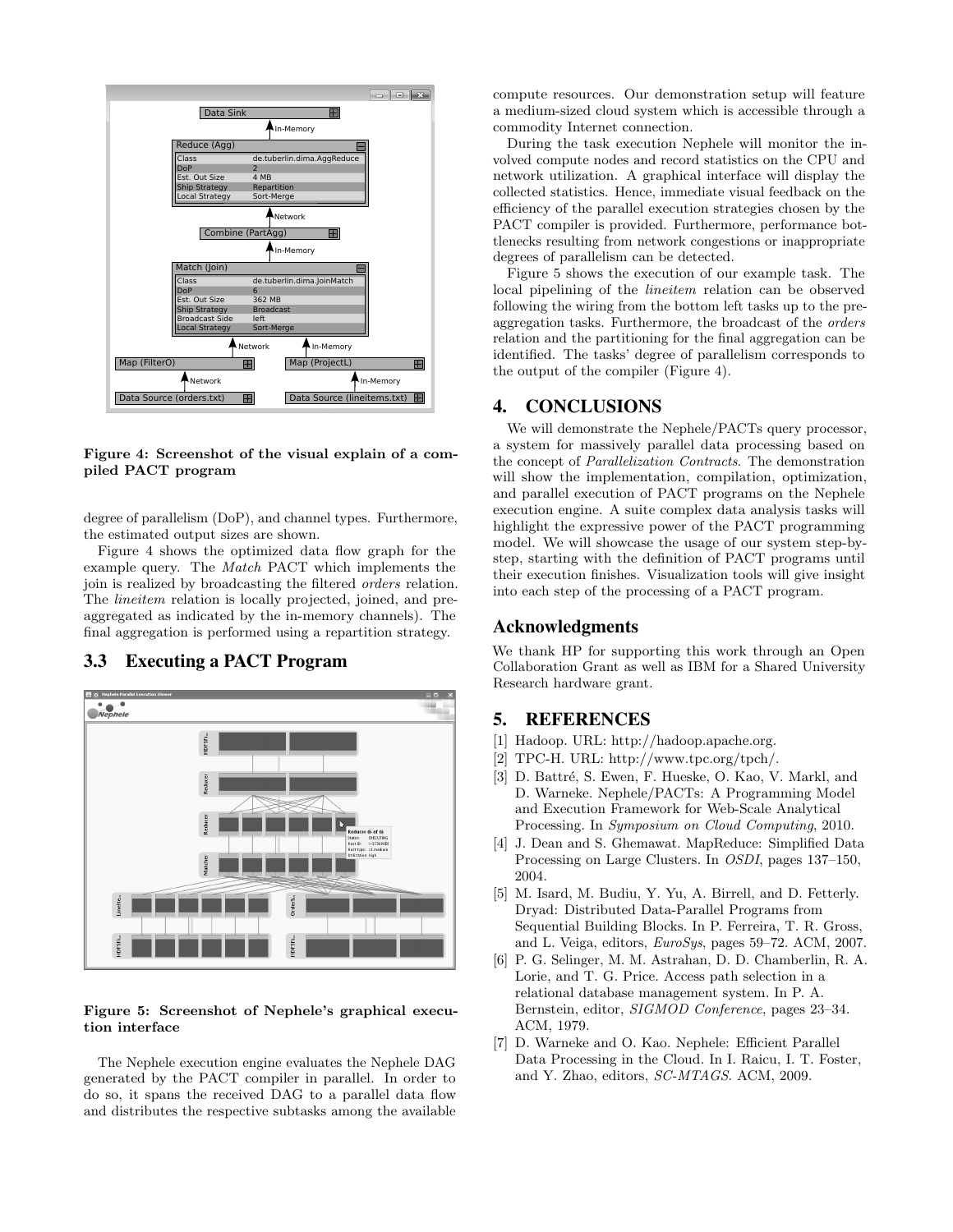Figure 4: Screenshot of the visual explain of a compiled PACT program

degree of parallelism (DoP), and channel types. Furthermore, the estimated output sizes are shown.

Figure 4 shows the optimized data flow graph for the example query. The *Match* PACT which implements the join is realized by broadcasting the filtered *orders* relation. The *lineitem* relation is locally projected, joined, and pre-aggregated as indicated by the in-memory channels). The final aggregation is performed using a repartition strategy.

## 3.3 Executing a PACT Program

Figure 5: Screenshot of Nephele's graphical execution interface

The Nephele execution engine evaluates the Nephele DAG generated by the PACT compiler in parallel. In order to do so, it spans the received DAG to a parallel data flow and distributes the respective subtasks among the available compute resources. Our demonstration setup will feature a medium-sized cloud system which is accessible through a commodity Internet connection.

During the task execution Nephele will monitor the involved compute nodes and record statistics on the CPU and network utilization. A graphical interface will display the collected statistics. Hence, immediate visual feedback on the efficiency of the parallel execution strategies chosen by the PACT compiler is provided. Furthermore, performance bottlenecks resulting from network congestions or inappropriate degrees of parallelism can be detected.

Figure 5 shows the execution of our example task. The local pipelining of the *lineitem* relation can be observed following the wiring from the bottom left tasks up to the pre-aggregation tasks. Furthermore, the broadcast of the *orders* relation and the partitioning for the final aggregation can be identified. The tasks' degree of parallelism corresponds to the output of the compiler (Figure 4).

# 4. CONCLUSIONS

We will demonstrate the Nephele/PACTs query processor, a system for massively parallel data processing based on the concept of *Parallelization Contracts*. The demonstration will show the implementation, compilation, optimization, and parallel execution of PACT programs on the Nephele execution engine. A suite complex data analysis tasks will highlight the expressive power of the PACT programming model. We will showcase the usage of our system step-by-step, starting with the definition of PACT programs until their execution finishes. Visualization tools will give insight into each step of the processing of a PACT program.

## Acknowledgments

We thank HP for supporting this work through an Open Collaboration Grant as well as IBM for a Shared University Research hardware grant.

# 5. REFERENCES

[1] Hadoop. URL: http://hadoop.apache.org.

[2] TPC-H. URL: http://www.tpc.org/tpch/.

[3] D. Battré, S. Ewen, F. Hueske, O. Kao, V. Markl, and D. Warneke. Nephele/PACTs: A Programming Model and Execution Framework for Web-Scale Analytical Processing. In *Symposium on Cloud Computing*, 2010.

[4] J. Dean and S. Ghemawat. MapReduce: Simplified Data Processing on Large Clusters. In *OSDI*, pages 137–150, 2004.

[5] M. Isard, M. Budiu, Y. Yu, A. Birrell, and D. Fetterly. Dryad: Distributed Data-Parallel Programs from Sequential Building Blocks. In P. Ferreira, T. R. Gross, and L. Veiga, editors, *EuroSys*, pages 59–72. ACM, 2007.

[6] P. G. Selinger, M. M. Astrahan, D. D. Chamberlin, R. A. Lorie, and T. G. Price. Access path selection in a relational database management system. In P. A. Bernstein, editor, *SIGMOD Conference*, pages 23–34. ACM, 1979.

[7] D. Warneke and O. Kao. Nephele: Efficient Parallel Data Processing in the Cloud. In I. Raicu, I. T. Foster, and Y. Zhao, editors, *SC-MTAGS*. ACM, 2009.